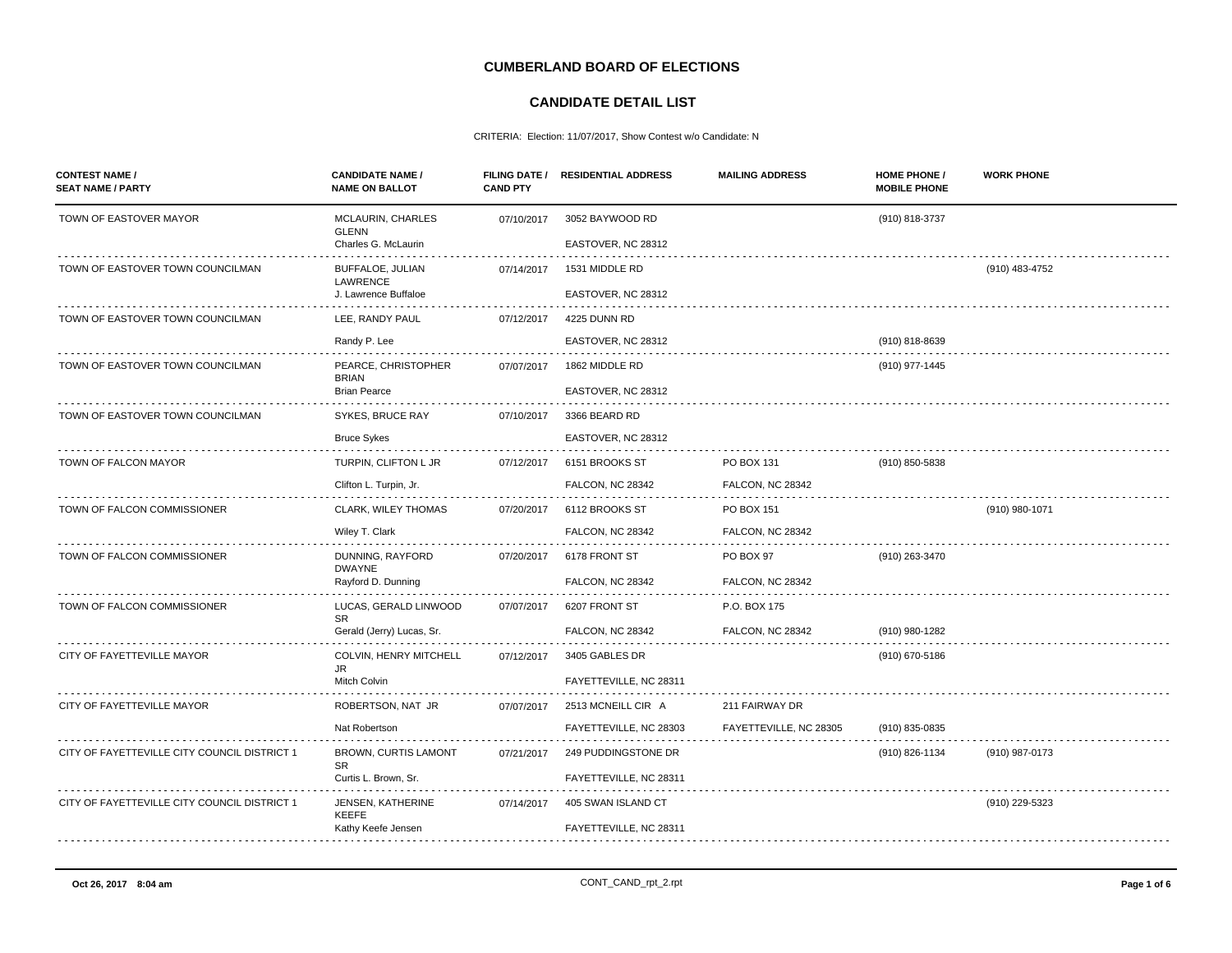# CUMBERLAND BOARD OF ELECTIONS

## CANDIDATE DETAIL LIST

CRITERIA: Election: 11/07/2017, Show Contest w/o Candidate: N

| CONTEST NAME / SEAT NAME / PARTY | CANDIDATE NAME / NAME ON BALLOT | FILING DATE / CAND PTY | RESIDENTIAL ADDRESS | MAILING ADDRESS | HOME PHONE / MOBILE PHONE | WORK PHONE |
|---|---|---|---|---|---|---|
| TOWN OF EASTOVER MAYOR | MCLAURIN, CHARLES GLENN<br>Charles G. McLaurin | 07/10/2017 | 3052 BAYWOOD RD<br>EASTOVER, NC 28312 | | (910) 818-3737 | |
| TOWN OF EASTOVER TOWN COUNCILMAN | BUFFALOE, JULIAN LAWRENCE<br>J. Lawrence Buffaloe | 07/14/2017 | 1531 MIDDLE RD<br>EASTOVER, NC 28312 | | | (910) 483-4752 |
| TOWN OF EASTOVER TOWN COUNCILMAN | LEE, RANDY PAUL<br>Randy P. Lee | 07/12/2017 | 4225 DUNN RD<br>EASTOVER, NC 28312 | | (910) 818-8639 | |
| TOWN OF EASTOVER TOWN COUNCILMAN | PEARCE, CHRISTOPHER BRIAN<br>Brian Pearce | 07/07/2017 | 1862 MIDDLE RD<br>EASTOVER, NC 28312 | | (910) 977-1445 | |
| TOWN OF EASTOVER TOWN COUNCILMAN | SYKES, BRUCE RAY<br>Bruce Sykes | 07/10/2017 | 3366 BEARD RD<br>EASTOVER, NC 28312 | | | |
| TOWN OF FALCON MAYOR | TURPIN, CLIFTON L JR<br>Clifton L. Turpin, Jr. | 07/12/2017 | 6151 BROOKS ST<br>FALCON, NC 28342 | PO BOX 131<br>FALCON, NC 28342 | (910) 850-5838 | |
| TOWN OF FALCON COMMISSIONER | CLARK, WILEY THOMAS<br>Wiley T. Clark | 07/20/2017 | 6112 BROOKS ST<br>FALCON, NC 28342 | PO BOX 151<br>FALCON, NC 28342 | | (910) 980-1071 |
| TOWN OF FALCON COMMISSIONER | DUNNING, RAYFORD DWAYNE<br>Rayford D. Dunning | 07/20/2017 | 6178 FRONT ST<br>FALCON, NC 28342 | PO BOX 97<br>FALCON, NC 28342 | (910) 263-3470 | |
| TOWN OF FALCON COMMISSIONER | LUCAS, GERALD LINWOOD SR<br>Gerald (Jerry) Lucas, Sr. | 07/07/2017 | 6207 FRONT ST<br>FALCON, NC 28342 | P.O. BOX 175<br>FALCON, NC 28342 | (910) 980-1282 | |
| CITY OF FAYETTEVILLE MAYOR | COLVIN, HENRY MITCHELL JR<br>Mitch Colvin | 07/12/2017 | 3405 GABLES DR<br>FAYETTEVILLE, NC 28311 | | (910) 670-5186 | |
| CITY OF FAYETTEVILLE MAYOR | ROBERTSON, NAT JR<br>Nat Robertson | 07/07/2017 | 2513 MCNEILL CIR A<br>FAYETTEVILLE, NC 28303 | 211 FAIRWAY DR<br>FAYETTEVILLE, NC 28305 | (910) 835-0835 | |
| CITY OF FAYETTEVILLE CITY COUNCIL DISTRICT 1 | BROWN, CURTIS LAMONT SR<br>Curtis L. Brown, Sr. | 07/21/2017 | 249 PUDDINGSTONE DR<br>FAYETTEVILLE, NC 28311 | | (910) 826-1134 | (910) 987-0173 |
| CITY OF FAYETTEVILLE CITY COUNCIL DISTRICT 1 | JENSEN, KATHERINE KEEFE<br>Kathy Keefe Jensen | 07/14/2017 | 405 SWAN ISLAND CT<br>FAYETTEVILLE, NC 28311 | | | (910) 229-5323 |

Oct 26, 2017 8:04 am CONT_CAND_rpt_2.rpt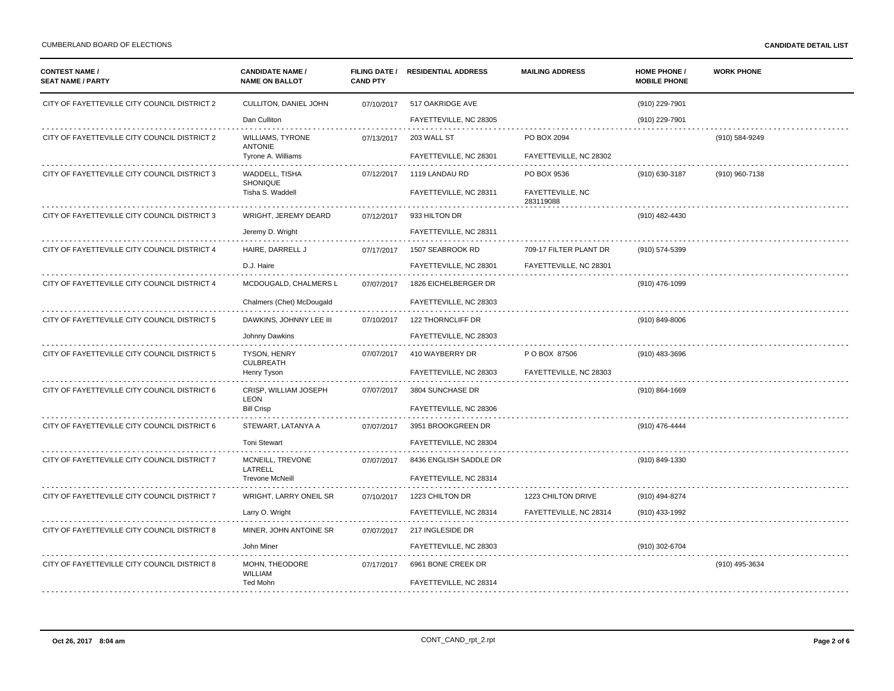| CONTEST NAME / SEAT NAME / PARTY | CANDIDATE NAME / NAME ON BALLOT | FILING DATE / CAND PTY | RESIDENTIAL ADDRESS | MAILING ADDRESS | HOME PHONE / MOBILE PHONE | WORK PHONE |
|---|---|---|---|---|---|---|
| CITY OF FAYETTEVILLE CITY COUNCIL DISTRICT 2 | CULLITON, DANIEL JOHN | 07/10/2017 | 517 OAKRIDGE AVE | | (910) 229-7901 | |
| | Dan Culliton | | FAYETTEVILLE, NC 28305 | | (910) 229-7901 | |
| CITY OF FAYETTEVILLE CITY COUNCIL DISTRICT 2 | WILLIAMS, TYRONE ANTONIE | 07/13/2017 | 203 WALL ST | PO BOX 2094 | | (910) 584-9249 |
| | Tyrone A. Williams | | FAYETTEVILLE, NC 28301 | FAYETTEVILLE, NC 28302 | | |
| CITY OF FAYETTEVILLE CITY COUNCIL DISTRICT 3 | WADDELL, TISHA SHONIQUE | 07/12/2017 | 1119 LANDAU RD | PO BOX 9536 | (910) 630-3187 | (910) 960-7138 |
| | Tisha S. Waddell | | FAYETTEVILLE, NC 28311 | FAYETTEVILLE, NC 283119088 | | |
| CITY OF FAYETTEVILLE CITY COUNCIL DISTRICT 3 | WRIGHT, JEREMY DEARD | 07/12/2017 | 933 HILTON DR | | (910) 482-4430 | |
| | Jeremy D. Wright | | FAYETTEVILLE, NC 28311 | | | |
| CITY OF FAYETTEVILLE CITY COUNCIL DISTRICT 4 | HAIRE, DARRELL J | 07/17/2017 | 1507 SEABROOK RD | 709-17 FILTER PLANT DR | (910) 574-5399 | |
| | D.J. Haire | | FAYETTEVILLE, NC 28301 | FAYETTEVILLE, NC 28301 | | |
| CITY OF FAYETTEVILLE CITY COUNCIL DISTRICT 4 | MCDOUGALD, CHALMERS L | 07/07/2017 | 1826 EICHELBERGER DR | | (910) 476-1099 | |
| | Chalmers (Chet) McDougald | | FAYETTEVILLE, NC 28303 | | | |
| CITY OF FAYETTEVILLE CITY COUNCIL DISTRICT 5 | DAWKINS, JOHNNY LEE III | 07/10/2017 | 122 THORNCLIFF DR | | (910) 849-8006 | |
| | Johnny Dawkins | | FAYETTEVILLE, NC 28303 | | | |
| CITY OF FAYETTEVILLE CITY COUNCIL DISTRICT 5 | TYSON, HENRY CULBREATH | 07/07/2017 | 410 WAYBERRY DR | P O BOX 87506 | (910) 483-3696 | |
| | Henry Tyson | | FAYETTEVILLE, NC 28303 | FAYETTEVILLE, NC 28303 | | |
| CITY OF FAYETTEVILLE CITY COUNCIL DISTRICT 6 | CRISP, WILLIAM JOSEPH LEON | 07/07/2017 | 3804 SUNCHASE DR | | (910) 864-1669 | |
| | Bill Crisp | | FAYETTEVILLE, NC 28306 | | | |
| CITY OF FAYETTEVILLE CITY COUNCIL DISTRICT 6 | STEWART, LATANYA A | 07/07/2017 | 3951 BROOKGREEN DR | | (910) 476-4444 | |
| | Toni Stewart | | FAYETTEVILLE, NC 28304 | | | |
| CITY OF FAYETTEVILLE CITY COUNCIL DISTRICT 7 | MCNEILL, TREVONE LATRELL | 07/07/2017 | 8436 ENGLISH SADDLE DR | | (910) 849-1330 | |
| | Trevone McNeill | | FAYETTEVILLE, NC 28314 | | | |
| CITY OF FAYETTEVILLE CITY COUNCIL DISTRICT 7 | WRIGHT, LARRY ONEIL SR | 07/10/2017 | 1223 CHILTON DR | 1223 CHILTON DRIVE | (910) 494-8274 | |
| | Larry O. Wright | | FAYETTEVILLE, NC 28314 | FAYETTEVILLE, NC 28314 | (910) 433-1992 | |
| CITY OF FAYETTEVILLE CITY COUNCIL DISTRICT 8 | MINER, JOHN ANTOINE SR | 07/07/2017 | 217 INGLESIDE DR | | | |
| | John Miner | | FAYETTEVILLE, NC 28303 | | (910) 302-6704 | |
| CITY OF FAYETTEVILLE CITY COUNCIL DISTRICT 8 | MOHN, THEODORE WILLIAM | 07/17/2017 | 6961 BONE CREEK DR | | | (910) 495-3634 |
| | Ted Mohn | | FAYETTEVILLE, NC 28314 | | | |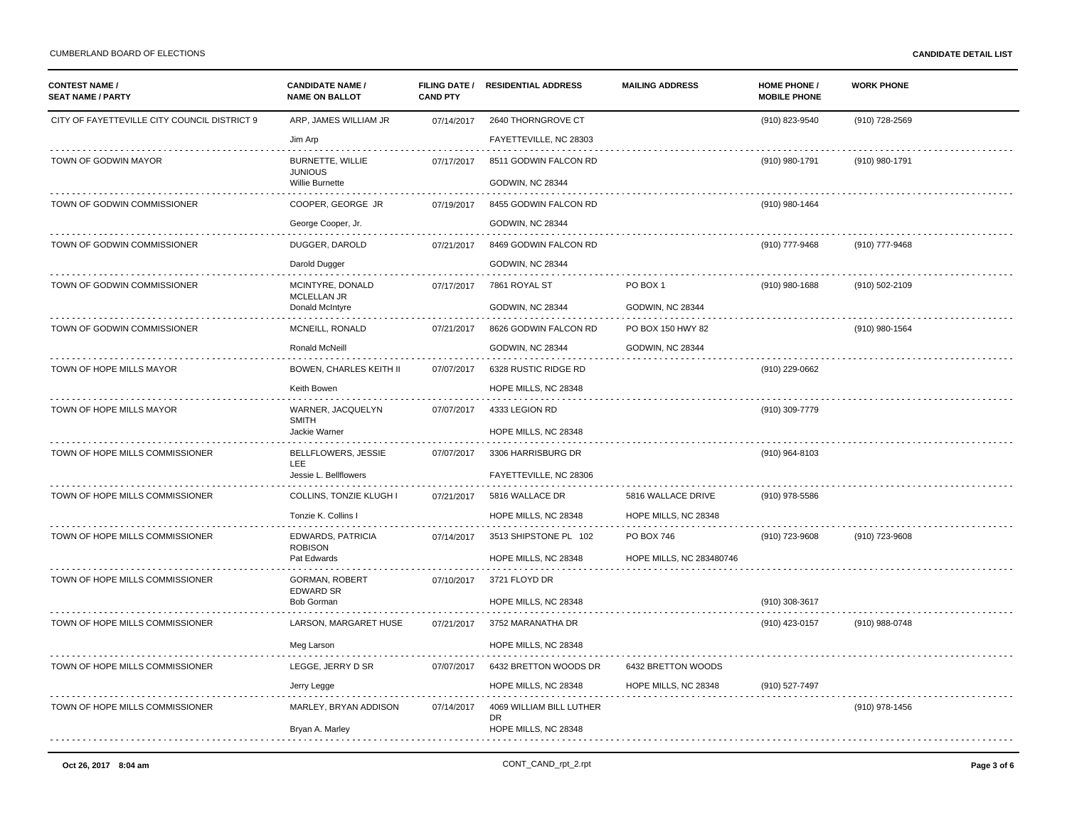CUMBERLAND BOARD OF ELECTIONS

**CANDIDATE DETAIL LIST**

| CONTEST NAME / SEAT NAME / PARTY | CANDIDATE NAME / NAME ON BALLOT | FILING DATE / CAND PTY | RESIDENTIAL ADDRESS | MAILING ADDRESS | HOME PHONE / MOBILE PHONE | WORK PHONE |
|---|---|---|---|---|---|---|
| CITY OF FAYETTEVILLE CITY COUNCIL DISTRICT 9 | ARP, JAMES WILLIAM JR<br>Jim Arp | 07/14/2017 | 2640 THORNGROVE CT<br>FAYETTEVILLE, NC 28303 | | (910) 823-9540 | (910) 728-2569 |
| TOWN OF GODWIN MAYOR | BURNETTE, WILLIE JUNIOUS<br>Willie Burnette | 07/17/2017 | 8511 GODWIN FALCON RD<br>GODWIN, NC 28344 | | (910) 980-1791 | (910) 980-1791 |
| TOWN OF GODWIN COMMISSIONER | COOPER, GEORGE JR<br>George Cooper, Jr. | 07/19/2017 | 8455 GODWIN FALCON RD<br>GODWIN, NC 28344 | | (910) 980-1464 | |
| TOWN OF GODWIN COMMISSIONER | DUGGER, DAROLD<br>Darold Dugger | 07/21/2017 | 8469 GODWIN FALCON RD<br>GODWIN, NC 28344 | | (910) 777-9468 | (910) 777-9468 |
| TOWN OF GODWIN COMMISSIONER | MCINTYRE, DONALD MCLELLAN JR<br>Donald McIntyre | 07/17/2017 | 7861 ROYAL ST<br>GODWIN, NC 28344 | PO BOX 1<br>GODWIN, NC 28344 | (910) 980-1688 | (910) 502-2109 |
| TOWN OF GODWIN COMMISSIONER | MCNEILL, RONALD<br>Ronald McNeill | 07/21/2017 | 8626 GODWIN FALCON RD<br>GODWIN, NC 28344 | PO BOX 150 HWY 82<br>GODWIN, NC 28344 | | (910) 980-1564 |
| TOWN OF HOPE MILLS MAYOR | BOWEN, CHARLES KEITH II<br>Keith Bowen | 07/07/2017 | 6328 RUSTIC RIDGE RD<br>HOPE MILLS, NC 28348 | | (910) 229-0662 | |
| TOWN OF HOPE MILLS MAYOR | WARNER, JACQUELYN SMITH<br>Jackie Warner | 07/07/2017 | 4333 LEGION RD<br>HOPE MILLS, NC 28348 | | (910) 309-7779 | |
| TOWN OF HOPE MILLS COMMISSIONER | BELLFLOWERS, JESSIE LEE<br>Jessie L. Bellflowers | 07/07/2017 | 3306 HARRISBURG DR<br>FAYETTEVILLE, NC 28306 | | (910) 964-8103 | |
| TOWN OF HOPE MILLS COMMISSIONER | COLLINS, TONZIE KLUGH I<br>Tonzie K. Collins I | 07/21/2017 | 5816 WALLACE DR<br>HOPE MILLS, NC 28348 | 5816 WALLACE DRIVE<br>HOPE MILLS, NC 28348 | (910) 978-5586 | |
| TOWN OF HOPE MILLS COMMISSIONER | EDWARDS, PATRICIA ROBISON<br>Pat Edwards | 07/14/2017 | 3513 SHIPSTONE PL 102<br>HOPE MILLS, NC 28348 | PO BOX 746<br>HOPE MILLS, NC 283480746 | (910) 723-9608 | (910) 723-9608 |
| TOWN OF HOPE MILLS COMMISSIONER | GORMAN, ROBERT EDWARD SR<br>Bob Gorman | 07/10/2017 | 3721 FLOYD DR<br>HOPE MILLS, NC 28348 | | (910) 308-3617 | |
| TOWN OF HOPE MILLS COMMISSIONER | LARSON, MARGARET HUSE<br>Meg Larson | 07/21/2017 | 3752 MARANATHA DR<br>HOPE MILLS, NC 28348 | | (910) 423-0157 | (910) 988-0748 |
| TOWN OF HOPE MILLS COMMISSIONER | LEGGE, JERRY D SR<br>Jerry Legge | 07/07/2017 | 6432 BRETTON WOODS DR<br>HOPE MILLS, NC 28348 | 6432 BRETTON WOODS<br>HOPE MILLS, NC 28348 | (910) 527-7497 | |
| TOWN OF HOPE MILLS COMMISSIONER | MARLEY, BRYAN ADDISON<br>Bryan A. Marley | 07/14/2017 | 4069 WILLIAM BILL LUTHER DR<br>HOPE MILLS, NC 28348 | | | (910) 978-1456 |

Oct 26, 2017 8:04 am CONT_CAND_rpt_2.rpt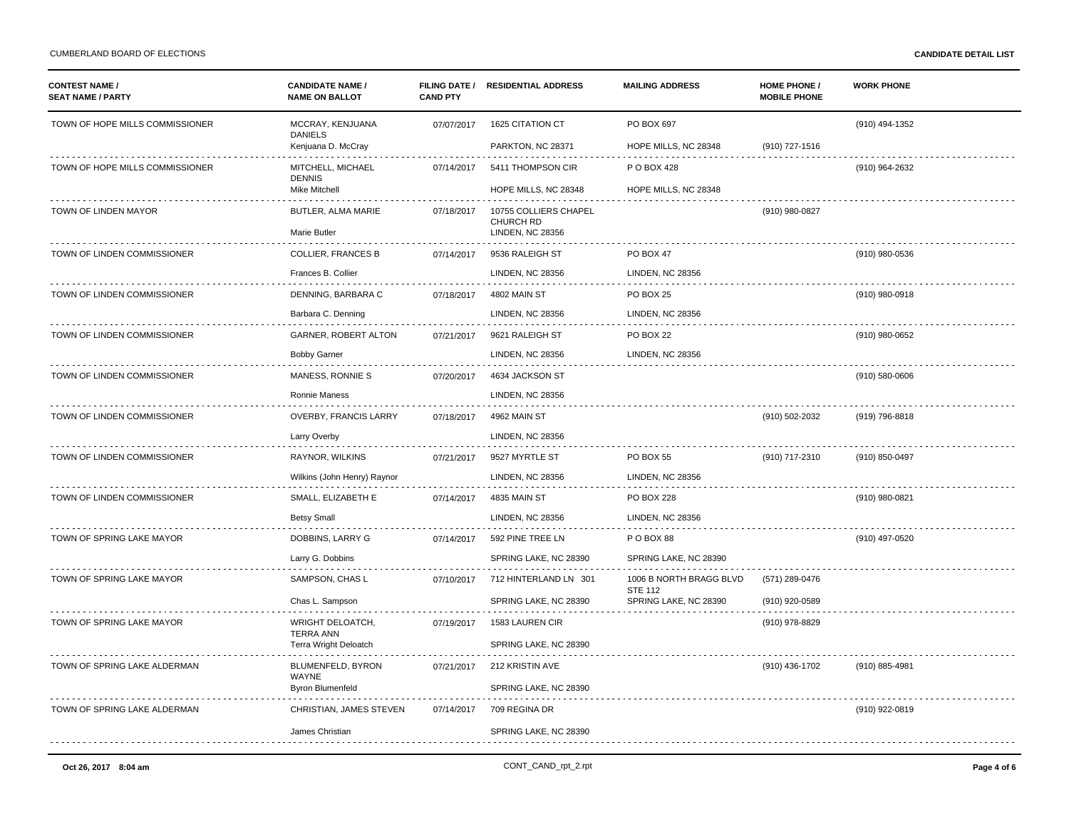| CONTEST NAME / SEAT NAME / PARTY | CANDIDATE NAME / NAME ON BALLOT | FILING DATE / CAND PTY | RESIDENTIAL ADDRESS | MAILING ADDRESS | HOME PHONE / MOBILE PHONE | WORK PHONE |
|---|---|---|---|---|---|---|
| TOWN OF HOPE MILLS COMMISSIONER | MCCRAY, KENJUANA DANIELS<br>Kenjuana D. McCray | 07/07/2017 | 1625 CITATION CT<br>PARKTON, NC 28371 | PO BOX 697<br>HOPE MILLS, NC 28348 | <br>(910) 727-1516 | (910) 494-1352 |
| TOWN OF HOPE MILLS COMMISSIONER | MITCHELL, MICHAEL DENNIS<br>Mike Mitchell | 07/14/2017 | 5411 THOMPSON CIR<br>HOPE MILLS, NC 28348 | P O BOX 428<br>HOPE MILLS, NC 28348 | | (910) 964-2632 |
| TOWN OF LINDEN MAYOR | BUTLER, ALMA MARIE<br>Marie Butler | 07/18/2017 | 10755 COLLIERS CHAPEL CHURCH RD<br>LINDEN, NC 28356 | | (910) 980-0827 | |
| TOWN OF LINDEN COMMISSIONER | COLLIER, FRANCES B<br>Frances B. Collier | 07/14/2017 | 9536 RALEIGH ST<br>LINDEN, NC 28356 | PO BOX 47<br>LINDEN, NC 28356 | | (910) 980-0536 |
| TOWN OF LINDEN COMMISSIONER | DENNING, BARBARA C<br>Barbara C. Denning | 07/18/2017 | 4802 MAIN ST<br>LINDEN, NC 28356 | PO BOX 25<br>LINDEN, NC 28356 | | (910) 980-0918 |
| TOWN OF LINDEN COMMISSIONER | GARNER, ROBERT ALTON<br>Bobby Garner | 07/21/2017 | 9621 RALEIGH ST<br>LINDEN, NC 28356 | PO BOX 22<br>LINDEN, NC 28356 | | (910) 980-0652 |
| TOWN OF LINDEN COMMISSIONER | MANESS, RONNIE S<br>Ronnie Maness | 07/20/2017 | 4634 JACKSON ST<br>LINDEN, NC 28356 | | | (910) 580-0606 |
| TOWN OF LINDEN COMMISSIONER | OVERBY, FRANCIS LARRY<br>Larry Overby | 07/18/2017 | 4962 MAIN ST<br>LINDEN, NC 28356 | | (910) 502-2032 | (919) 796-8818 |
| TOWN OF LINDEN COMMISSIONER | RAYNOR, WILKINS<br>Wilkins (John Henry) Raynor | 07/21/2017 | 9527 MYRTLE ST<br>LINDEN, NC 28356 | PO BOX 55<br>LINDEN, NC 28356 | (910) 717-2310 | (910) 850-0497 |
| TOWN OF LINDEN COMMISSIONER | SMALL, ELIZABETH E<br>Betsy Small | 07/14/2017 | 4835 MAIN ST<br>LINDEN, NC 28356 | PO BOX 228<br>LINDEN, NC 28356 | | (910) 980-0821 |
| TOWN OF SPRING LAKE MAYOR | DOBBINS, LARRY G<br>Larry G. Dobbins | 07/14/2017 | 592 PINE TREE LN<br>SPRING LAKE, NC 28390 | P O BOX 88<br>SPRING LAKE, NC 28390 | | (910) 497-0520 |
| TOWN OF SPRING LAKE MAYOR | SAMPSON, CHAS L<br>Chas L. Sampson | 07/10/2017 | 712 HINTERLAND LN 301<br>SPRING LAKE, NC 28390 | 1006 B NORTH BRAGG BLVD STE 112<br>SPRING LAKE, NC 28390 | (571) 289-0476<br>(910) 920-0589 | |
| TOWN OF SPRING LAKE MAYOR | WRIGHT DELOATCH, TERRA ANN<br>Terra Wright Deloatch | 07/19/2017 | 1583 LAUREN CIR<br>SPRING LAKE, NC 28390 | | (910) 978-8829 | |
| TOWN OF SPRING LAKE ALDERMAN | BLUMENFELD, BYRON WAYNE<br>Byron Blumenfeld | 07/21/2017 | 212 KRISTIN AVE<br>SPRING LAKE, NC 28390 | | (910) 436-1702 | (910) 885-4981 |
| TOWN OF SPRING LAKE ALDERMAN | CHRISTIAN, JAMES STEVEN<br>James Christian | 07/14/2017 | 709 REGINA DR<br>SPRING LAKE, NC 28390 | | | (910) 922-0819 |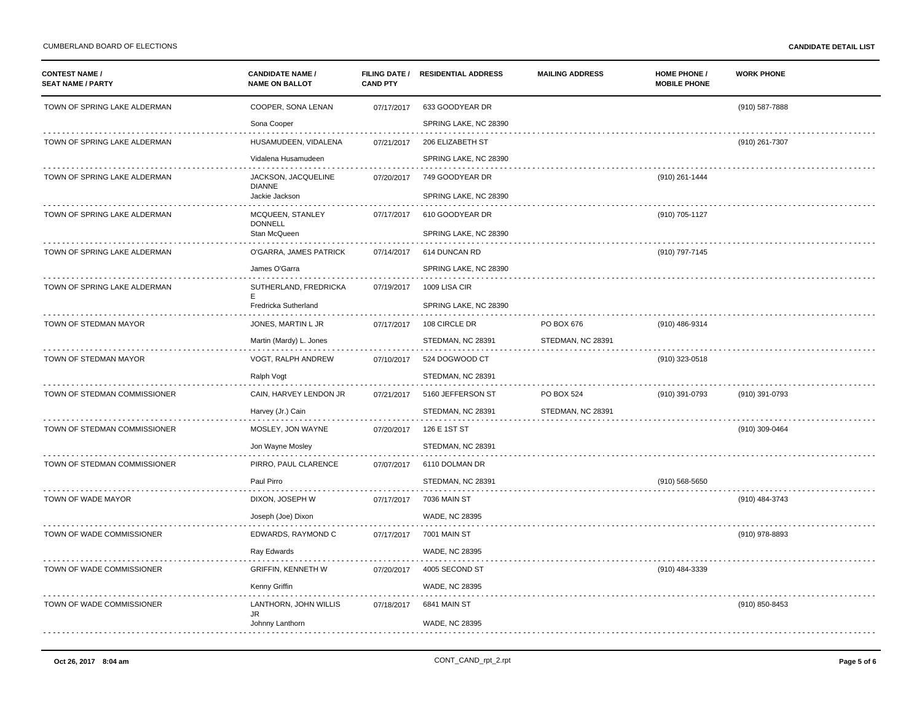| CONTEST NAME / SEAT NAME / PARTY | CANDIDATE NAME / NAME ON BALLOT | FILING DATE / CAND PTY | RESIDENTIAL ADDRESS | MAILING ADDRESS | HOME PHONE / MOBILE PHONE | WORK PHONE |
|---|---|---|---|---|---|---|
| TOWN OF SPRING LAKE ALDERMAN | COOPER, SONA LENAN<br>Sona Cooper | 07/17/2017 | 633 GOODYEAR DR<br>SPRING LAKE, NC 28390 | | | (910) 587-7888 |
| TOWN OF SPRING LAKE ALDERMAN | HUSAMUDEEN, VIDALENA<br>Vidalena Husamudeen | 07/21/2017 | 206 ELIZABETH ST<br>SPRING LAKE, NC 28390 | | | (910) 261-7307 |
| TOWN OF SPRING LAKE ALDERMAN | JACKSON, JACQUELINE DIANNE<br>Jackie Jackson | 07/20/2017 | 749 GOODYEAR DR<br>SPRING LAKE, NC 28390 | | (910) 261-1444 | |
| TOWN OF SPRING LAKE ALDERMAN | MCQUEEN, STANLEY DONNELL<br>Stan McQueen | 07/17/2017 | 610 GOODYEAR DR<br>SPRING LAKE, NC 28390 | | (910) 705-1127 | |
| TOWN OF SPRING LAKE ALDERMAN | O'GARRA, JAMES PATRICK<br>James O'Garra | 07/14/2017 | 614 DUNCAN RD<br>SPRING LAKE, NC 28390 | | (910) 797-7145 | |
| TOWN OF SPRING LAKE ALDERMAN | SUTHERLAND, FREDRICKA E<br>Fredricka Sutherland | 07/19/2017 | 1009 LISA CIR<br>SPRING LAKE, NC 28390 | | | |
| TOWN OF STEDMAN MAYOR | JONES, MARTIN L JR<br>Martin (Mardy) L. Jones | 07/17/2017 | 108 CIRCLE DR<br>STEDMAN, NC 28391 | PO BOX 676<br>STEDMAN, NC 28391 | (910) 486-9314 | |
| TOWN OF STEDMAN MAYOR | VOGT, RALPH ANDREW<br>Ralph Vogt | 07/10/2017 | 524 DOGWOOD CT<br>STEDMAN, NC 28391 | | (910) 323-0518 | |
| TOWN OF STEDMAN COMMISSIONER | CAIN, HARVEY LENDON JR<br>Harvey (Jr.) Cain | 07/21/2017 | 5160 JEFFERSON ST<br>STEDMAN, NC 28391 | PO BOX 524<br>STEDMAN, NC 28391 | (910) 391-0793 | (910) 391-0793 |
| TOWN OF STEDMAN COMMISSIONER | MOSLEY, JON WAYNE<br>Jon Wayne Mosley | 07/20/2017 | 126 E 1ST ST<br>STEDMAN, NC 28391 | | | (910) 309-0464 |
| TOWN OF STEDMAN COMMISSIONER | PIRRO, PAUL CLARENCE<br>Paul Pirro | 07/07/2017 | 6110 DOLMAN DR<br>STEDMAN, NC 28391 | | (910) 568-5650 | |
| TOWN OF WADE MAYOR | DIXON, JOSEPH W<br>Joseph (Joe) Dixon | 07/17/2017 | 7036 MAIN ST<br>WADE, NC 28395 | | | (910) 484-3743 |
| TOWN OF WADE COMMISSIONER | EDWARDS, RAYMOND C<br>Ray Edwards | 07/17/2017 | 7001 MAIN ST<br>WADE, NC 28395 | | | (910) 978-8893 |
| TOWN OF WADE COMMISSIONER | GRIFFIN, KENNETH W<br>Kenny Griffin | 07/20/2017 | 4005 SECOND ST<br>WADE, NC 28395 | | (910) 484-3339 | |
| TOWN OF WADE COMMISSIONER | LANTHORN, JOHN WILLIS JR<br>Johnny Lanthorn | 07/18/2017 | 6841 MAIN ST<br>WADE, NC 28395 | | | (910) 850-8453 |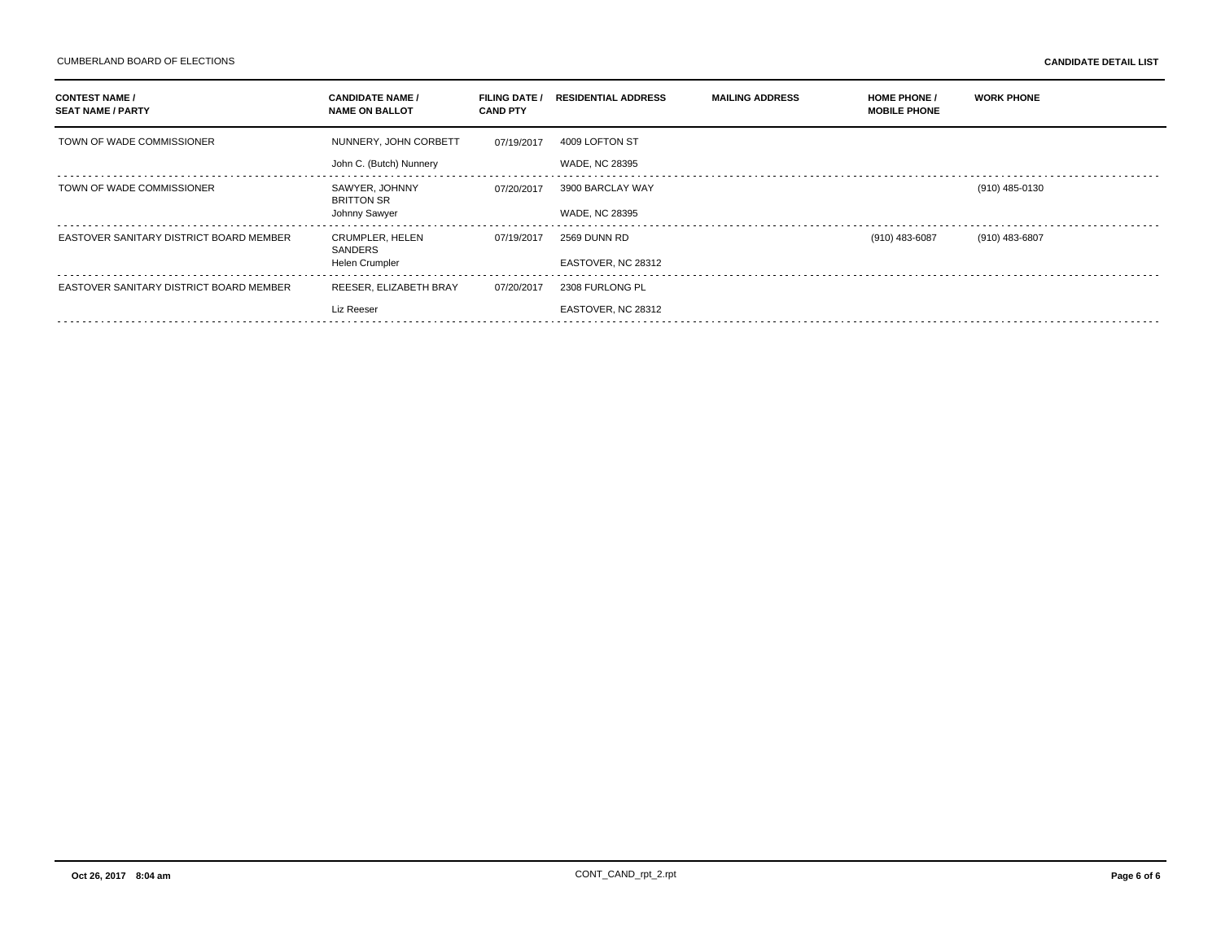| CONTEST NAME / SEAT NAME / PARTY | CANDIDATE NAME / NAME ON BALLOT | FILING DATE / CAND PTY | RESIDENTIAL ADDRESS | MAILING ADDRESS | HOME PHONE / MOBILE PHONE | WORK PHONE |
|---|---|---|---|---|---|---|
| TOWN OF WADE COMMISSIONER | NUNNERY, JOHN CORBETT<br>John C. (Butch) Nunnery | 07/19/2017 | 4009 LOFTON ST<br>WADE, NC 28395 | | | |
| TOWN OF WADE COMMISSIONER | SAWYER, JOHNNY BRITTON SR<br>Johnny Sawyer | 07/20/2017 | 3900 BARCLAY WAY<br>WADE, NC 28395 | | | (910) 485-0130 |
| EASTOVER SANITARY DISTRICT BOARD MEMBER | CRUMPLER, HELEN SANDERS<br>Helen Crumpler | 07/19/2017 | 2569 DUNN RD<br>EASTOVER, NC 28312 | | (910) 483-6087 | (910) 483-6807 |
| EASTOVER SANITARY DISTRICT BOARD MEMBER | REESER, ELIZABETH BRAY<br>Liz Reeser | 07/20/2017 | 2308 FURLONG PL<br>EASTOVER, NC 28312 | | | |